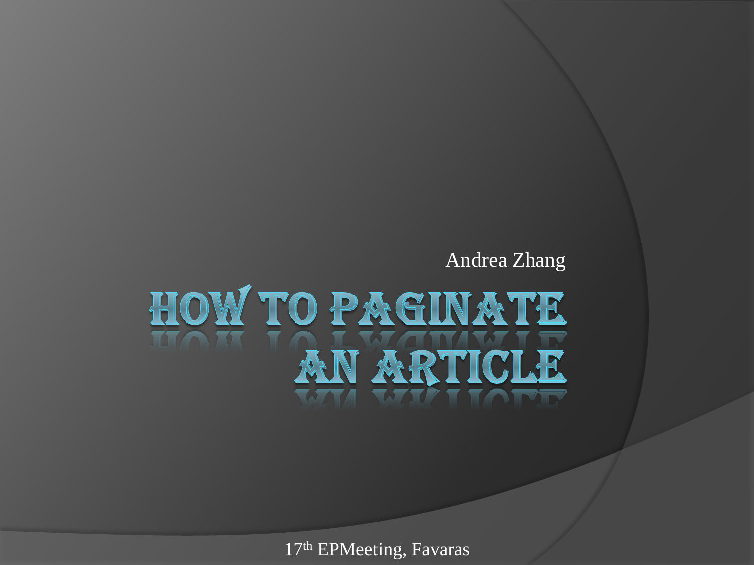Andrea Zhang

# How to Paginate an Article

17th EPMeeting, Favaras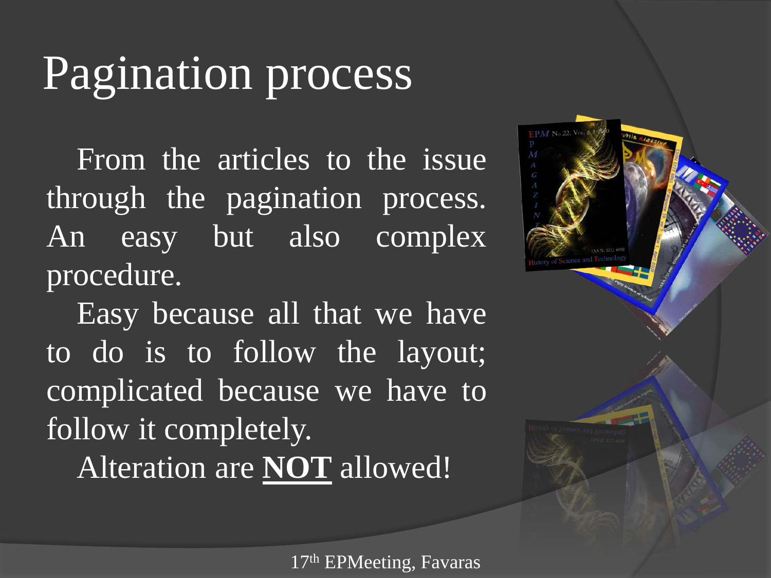# Pagination process

From the articles to the issue through the pagination process. An easy but also complex procedure.

Easy because all that we have to do is to follow the layout; complicated because we have to follow it completely.

Alteration are **NOT** allowed!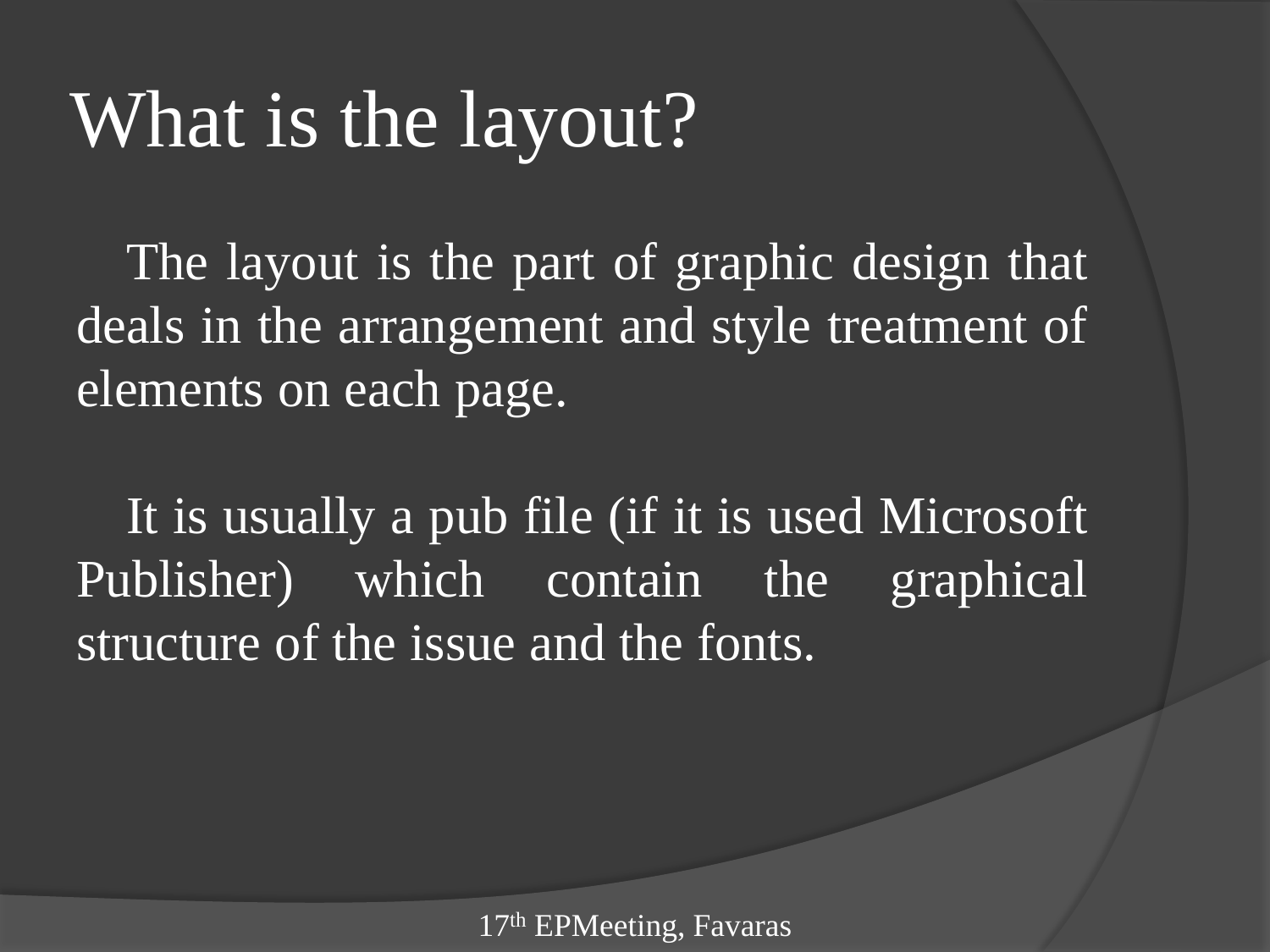# What is the layout?

The layout is the part of graphic design that deals in the arrangement and style treatment of elements on each page.

It is usually a pub file (if it is used Microsoft Publisher) which contain the graphical structure of the issue and the fonts.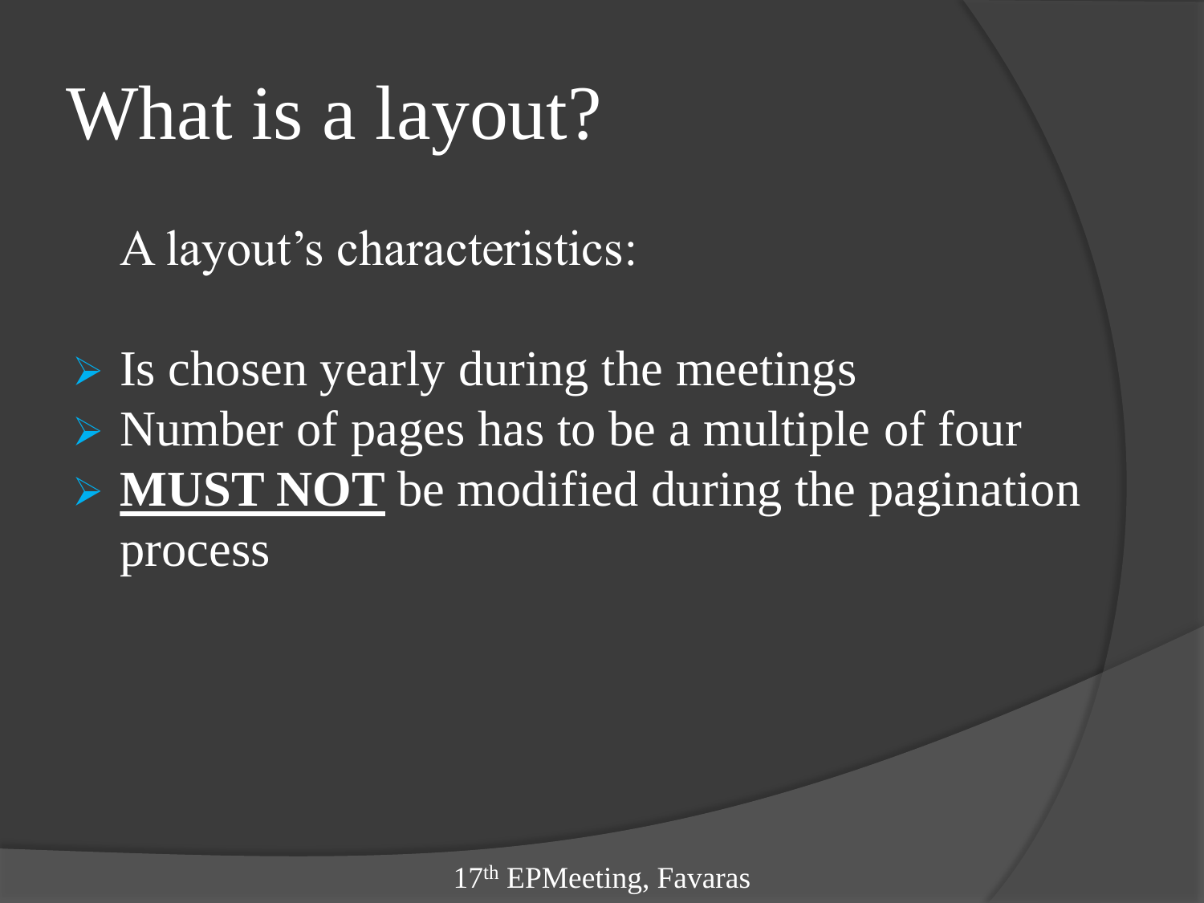# What is a layout?

A layout's characteristics:

- Is chosen yearly during the meetings
- Number of pages has to be a multiple of four
- **MUST NOT** be modified during the pagination process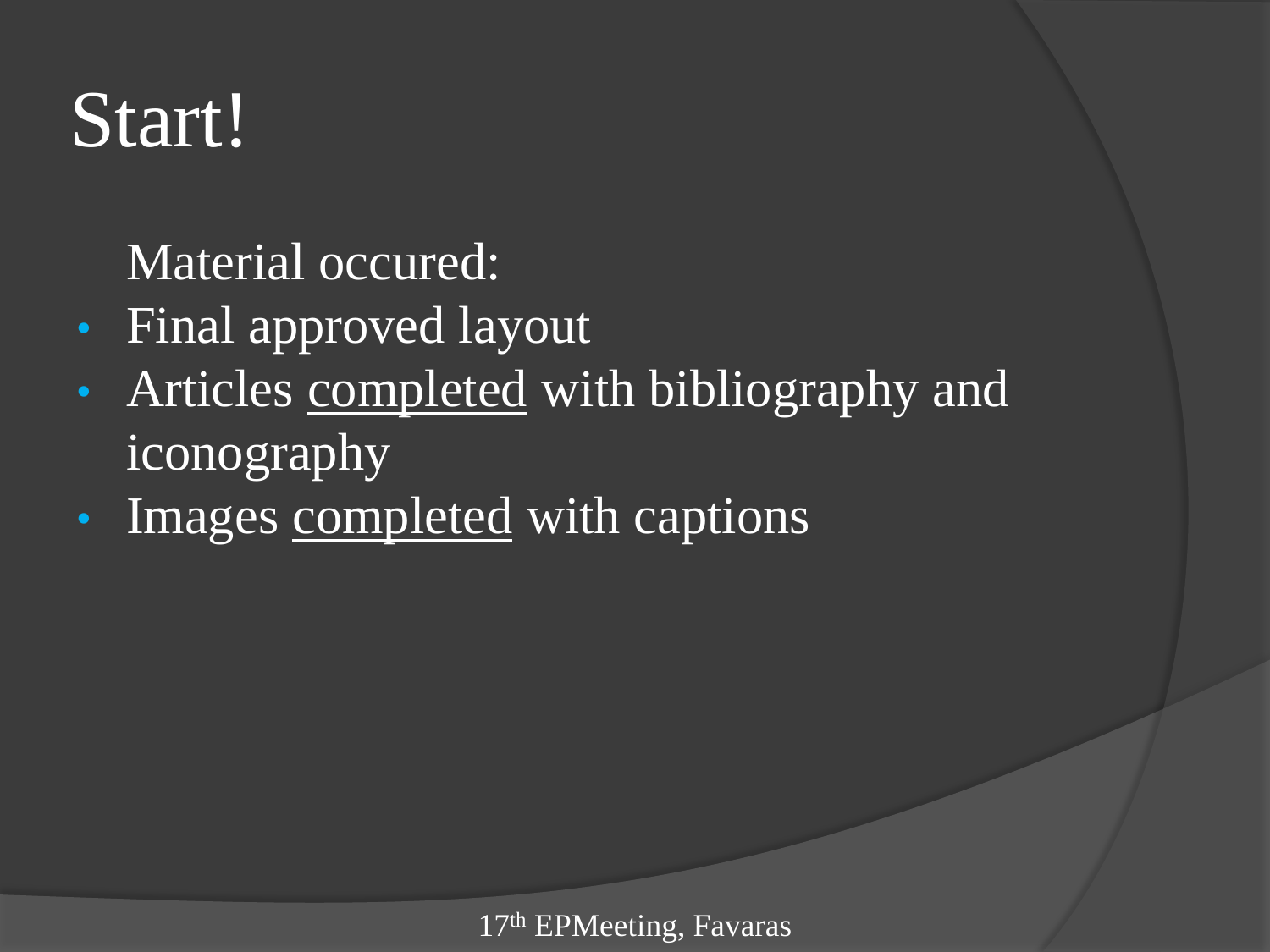# Start!

Material occured:

- Final approved layout
- Articles <u>completed</u> with bibliography and iconography
- Images <u>completed</u> with captions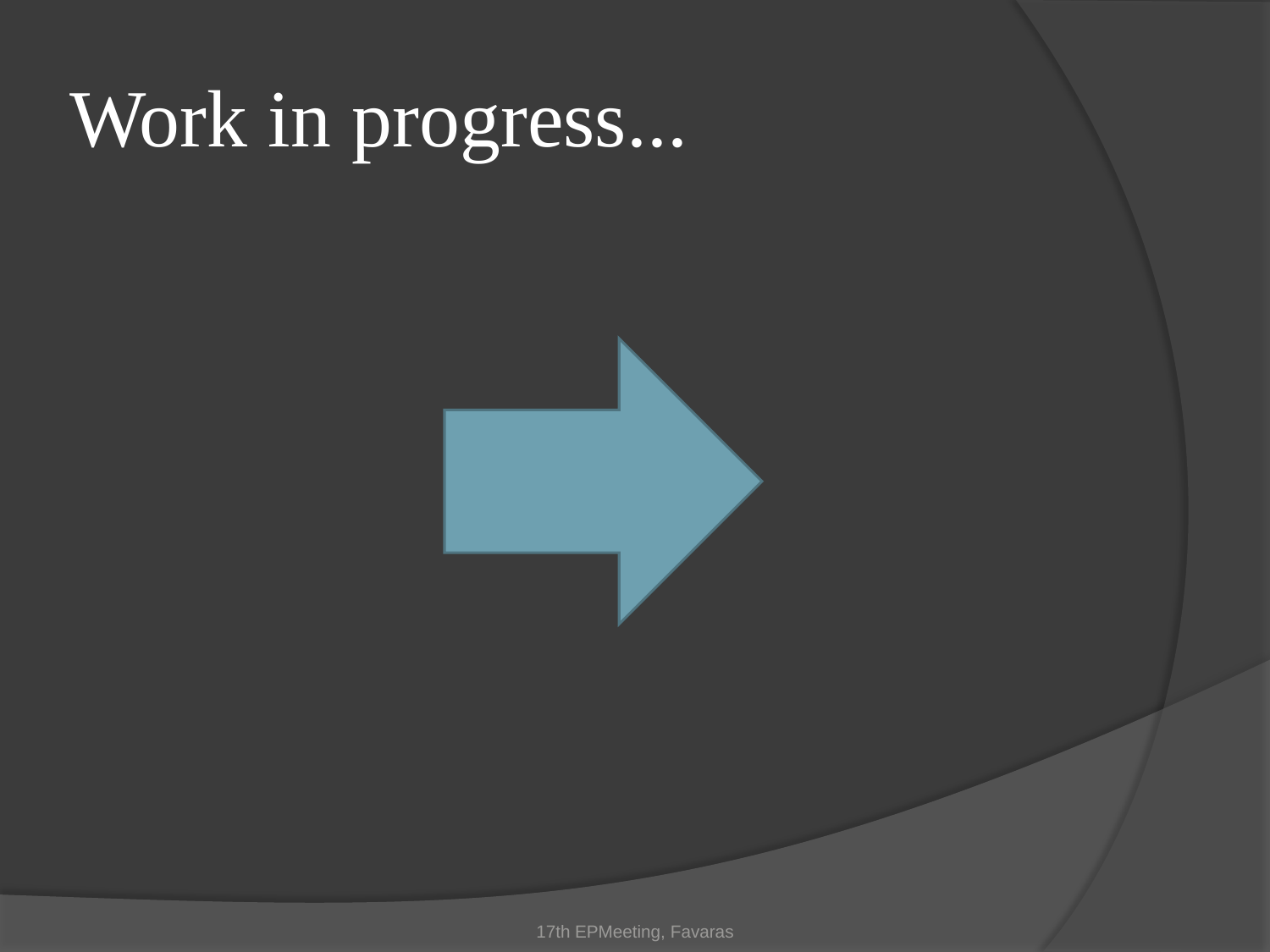# Work in progress...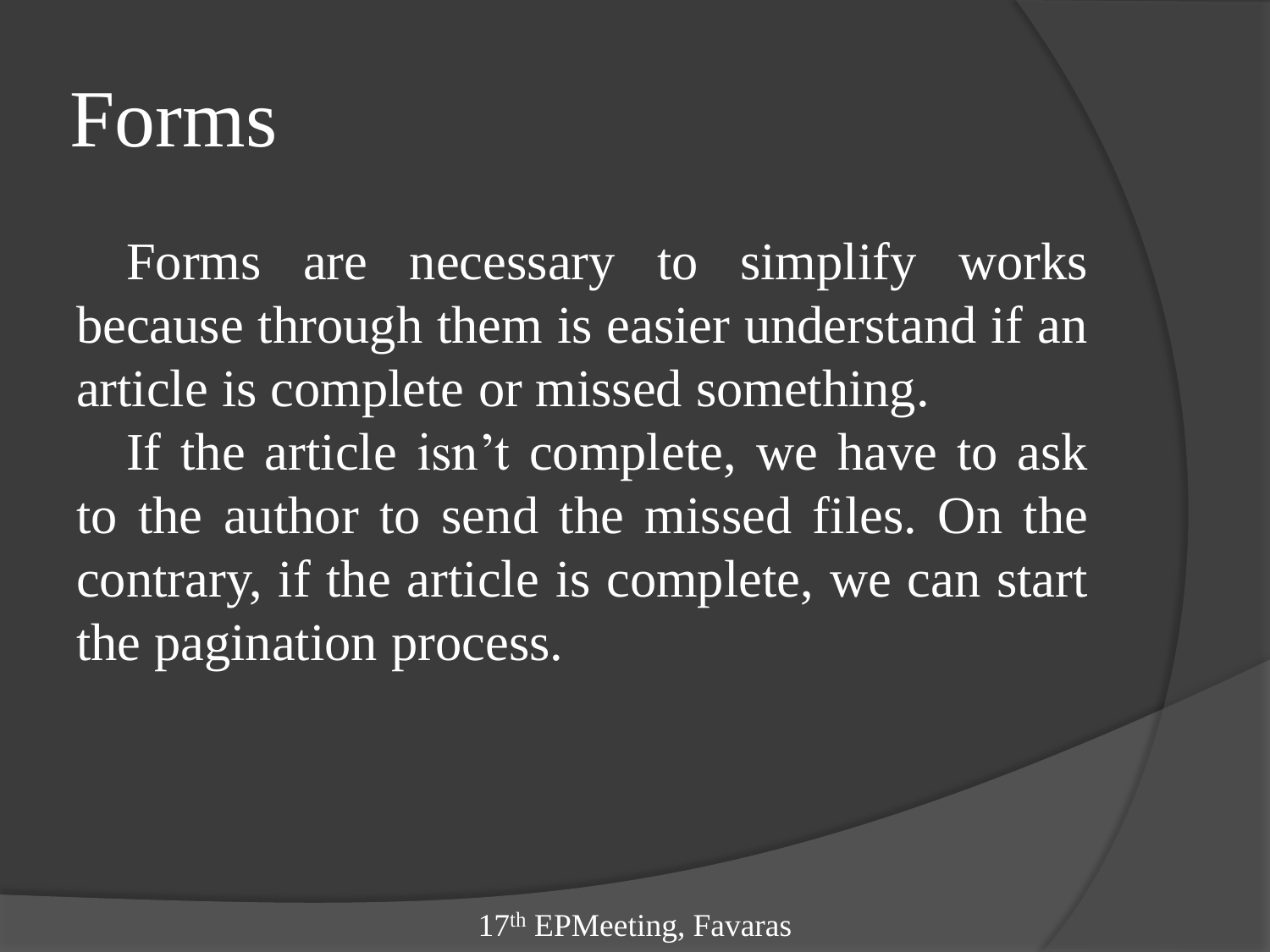# Forms

Forms are necessary to simplify works because through them is easier understand if an article is complete or missed something.

If the article isn't complete, we have to ask to the author to send the missed files. On the contrary, if the article is complete, we can start the pagination process.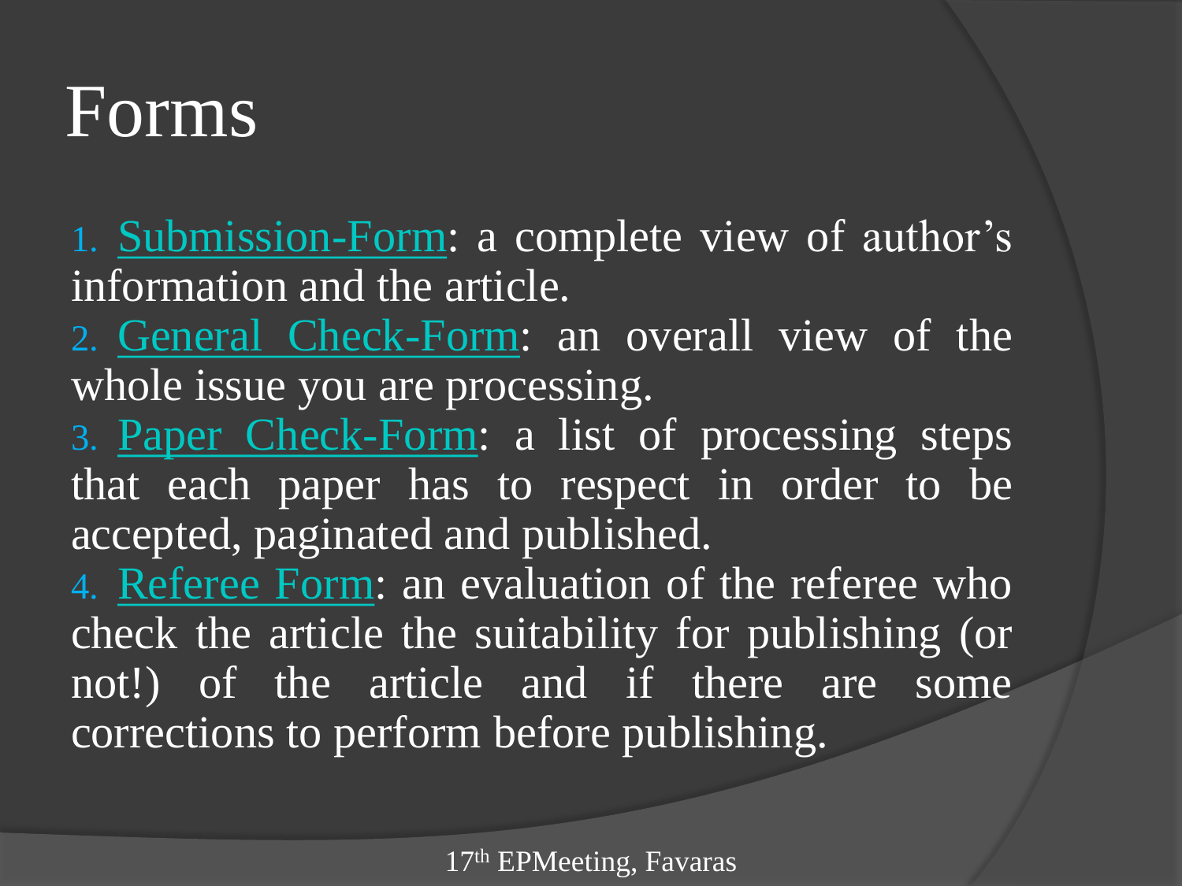# Forms

1. Submission-Form: a complete view of author's information and the article.
2. General Check-Form: an overall view of the whole issue you are processing.
3. Paper Check-Form: a list of processing steps that each paper has to respect in order to be accepted, paginated and published.
4. Referee Form: an evaluation of the referee who check the article the suitability for publishing (or not!) of the article and if there are some corrections to perform before publishing.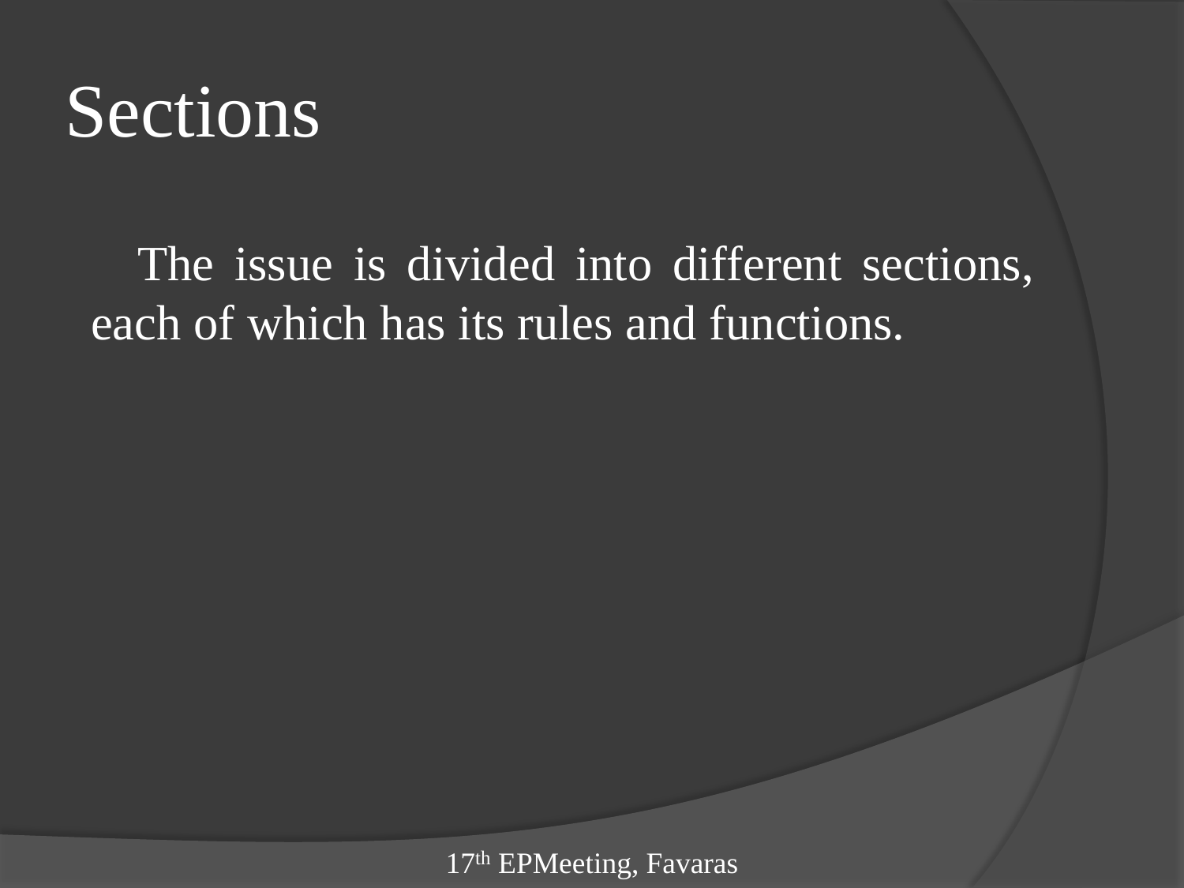# Sections

The issue is divided into different sections, each of which has its rules and functions.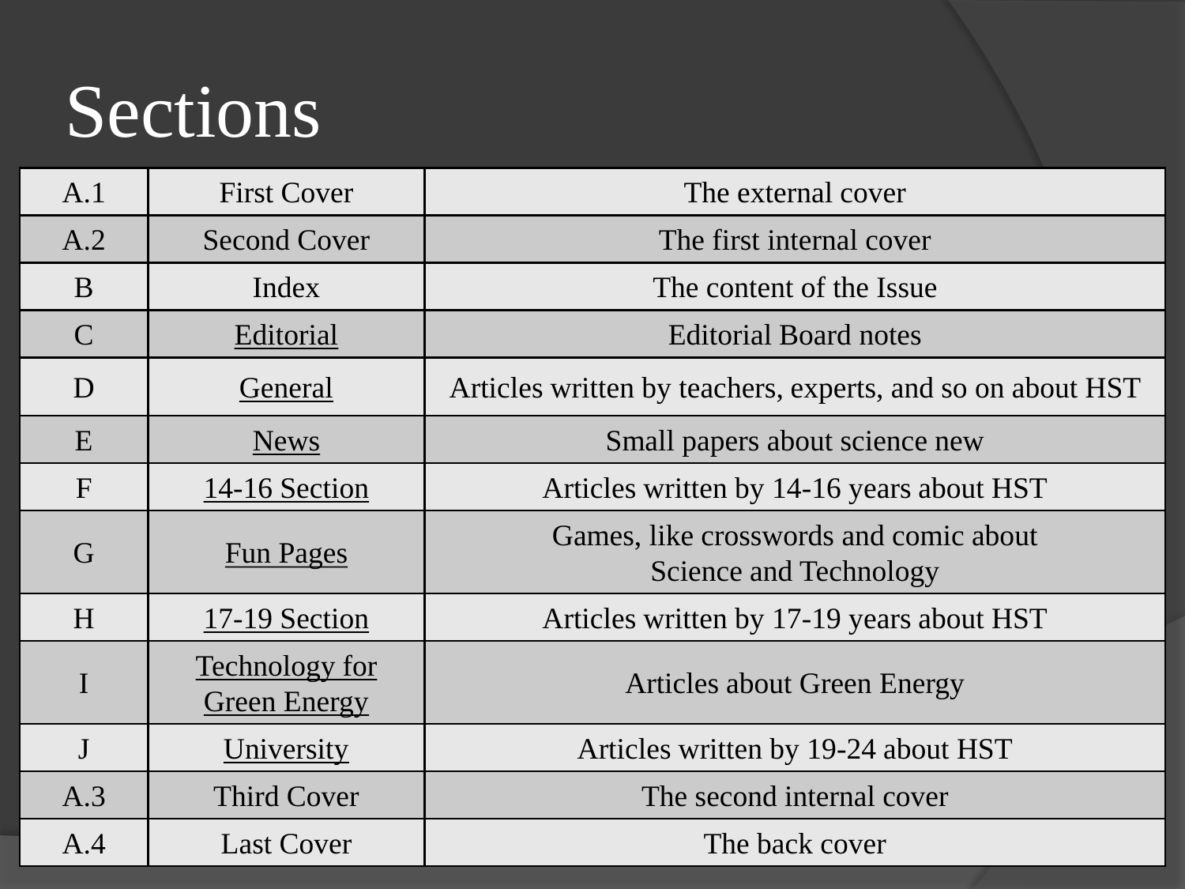# Sections

| | | |
|---|---|---|
| A.1 | First Cover | The external cover |
| A.2 | Second Cover | The first internal cover |
| B | Index | The content of the Issue |
| C | Editorial | Editorial Board notes |
| D | General | Articles written by teachers, experts, and so on about HST |
| E | News | Small papers about science new |
| F | 14-16 Section | Articles written by 14-16 years about HST |
| G | Fun Pages | Games, like crosswords and comic about Science and Technology |
| H | 17-19 Section | Articles written by 17-19 years about HST |
| I | Technology for Green Energy | Articles about Green Energy |
| J | University | Articles written by 19-24 about HST |
| A.3 | Third Cover | The second internal cover |
| A.4 | Last Cover | The back cover |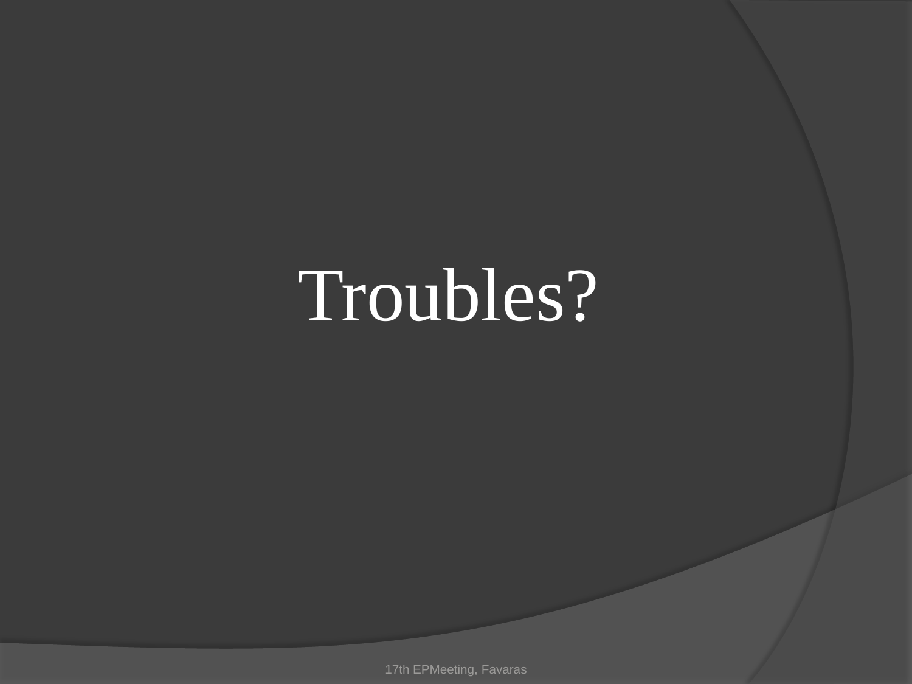# Troubles?